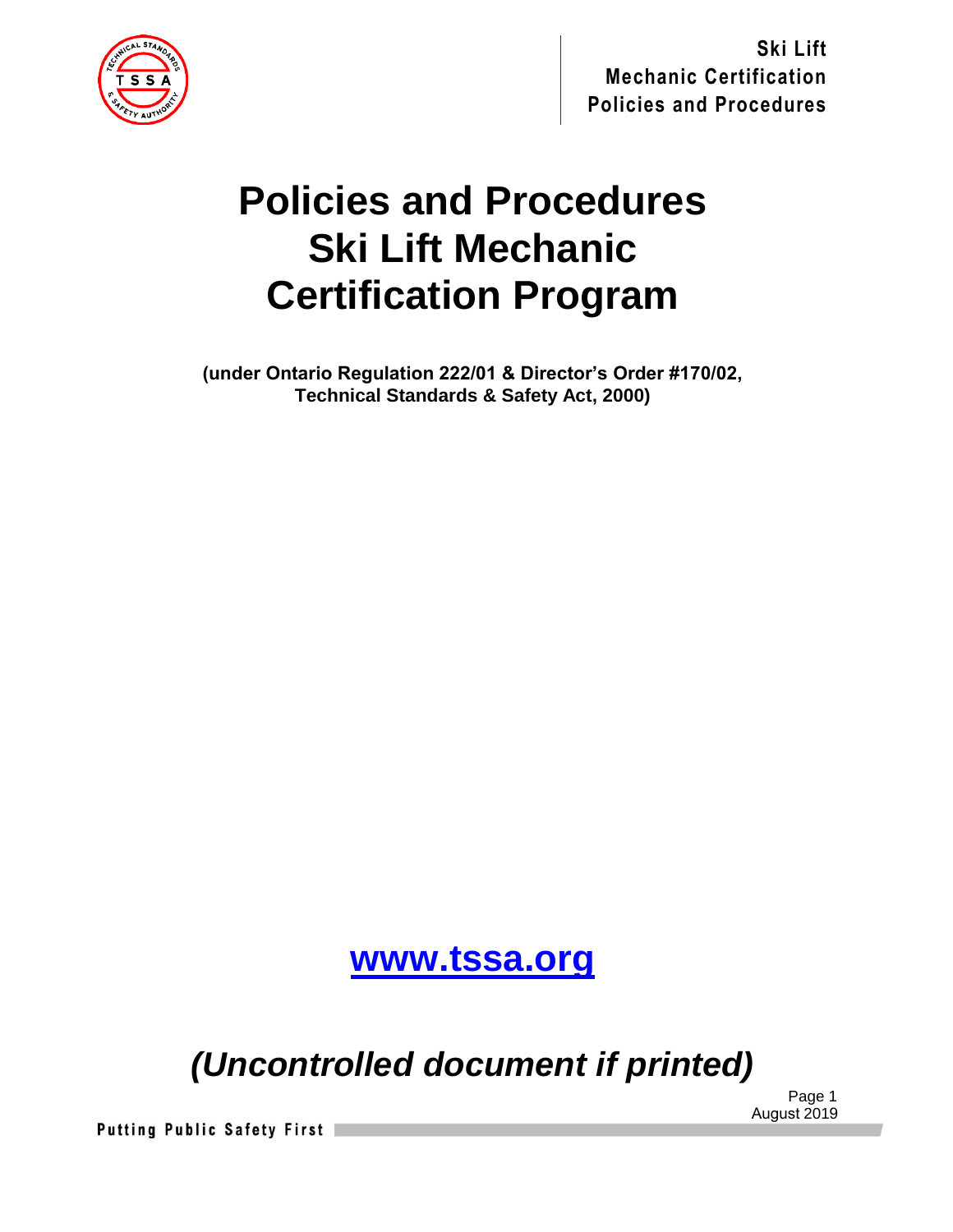# Policies and Procedures Ski Lift Mechanic Certification Program

**(under Ontario Regulation 222/01 & Director's Order #170/02, Technical Standards & Safety Act, 2000)**

**[www.tssa.org](http://www.tssa.org)**

***(Uncontrolled document if printed)***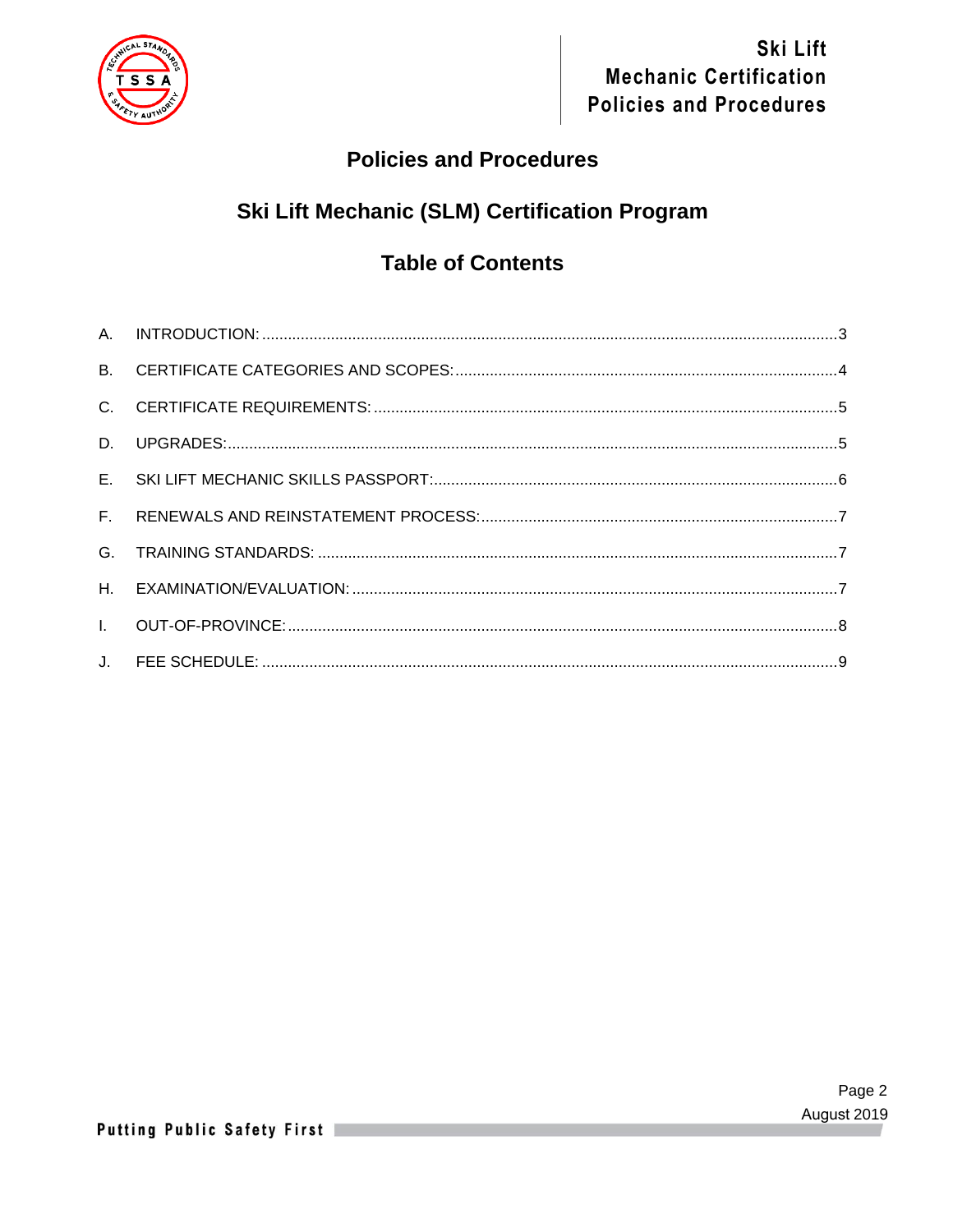# Policies and Procedures

## Ski Lift Mechanic (SLM) Certification Program

## Table of Contents

| | | |
|---|---|---|
| A. | INTRODUCTION: | 3 |
| B. | CERTIFICATE CATEGORIES AND SCOPES: | 4 |
| C. | CERTIFICATE REQUIREMENTS: | 5 |
| D. | UPGRADES: | 5 |
| E. | SKI LIFT MECHANIC SKILLS PASSPORT: | 6 |
| F. | RENEWALS AND REINSTATEMENT PROCESS: | 7 |
| G. | TRAINING STANDARDS: | 7 |
| H. | EXAMINATION/EVALUATION: | 7 |
| I. | OUT-OF-PROVINCE: | 8 |
| J. | FEE SCHEDULE: | 9 |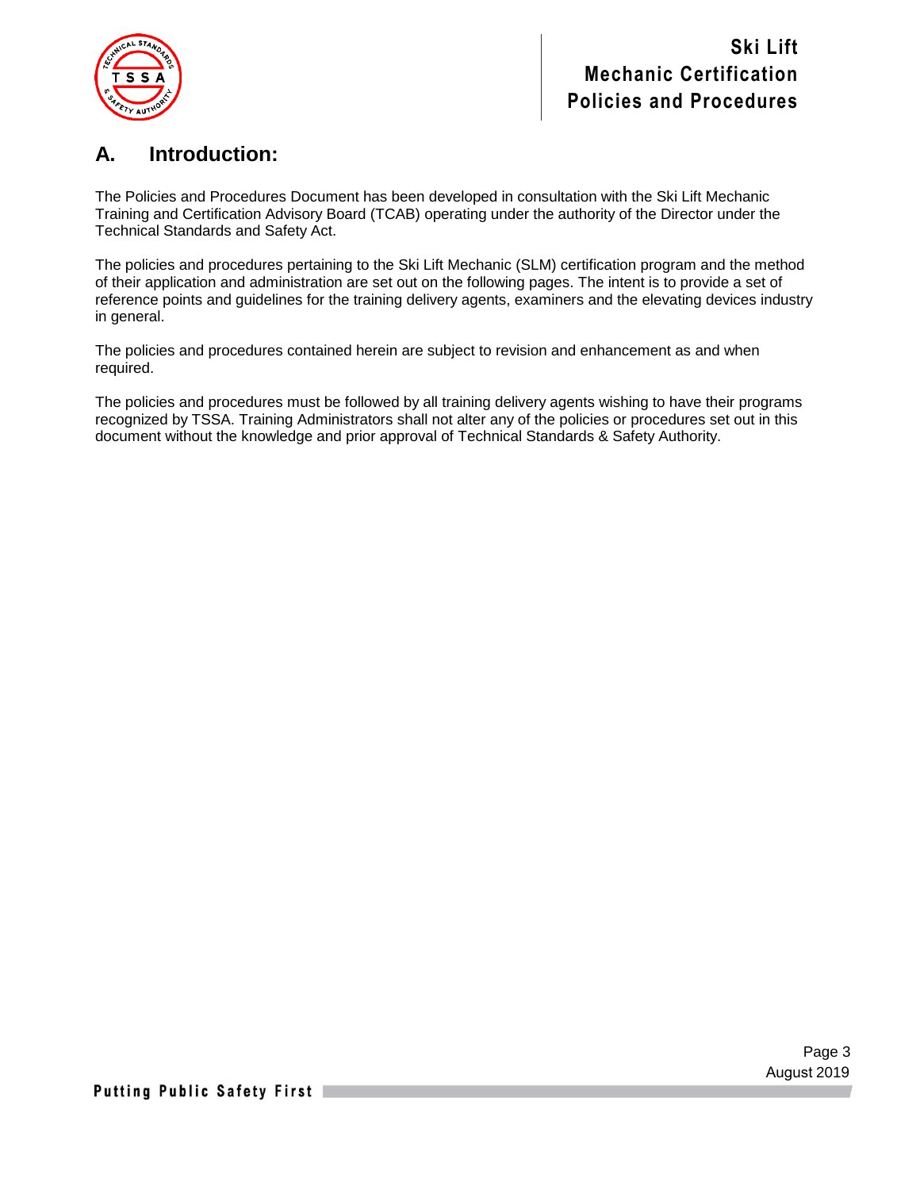## A. Introduction:

The Policies and Procedures Document has been developed in consultation with the Ski Lift Mechanic Training and Certification Advisory Board (TCAB) operating under the authority of the Director under the Technical Standards and Safety Act.

The policies and procedures pertaining to the Ski Lift Mechanic (SLM) certification program and the method of their application and administration are set out on the following pages. The intent is to provide a set of reference points and guidelines for the training delivery agents, examiners and the elevating devices industry in general.

The policies and procedures contained herein are subject to revision and enhancement as and when required.

The policies and procedures must be followed by all training delivery agents wishing to have their programs recognized by TSSA. Training Administrators shall not alter any of the policies or procedures set out in this document without the knowledge and prior approval of Technical Standards & Safety Authority.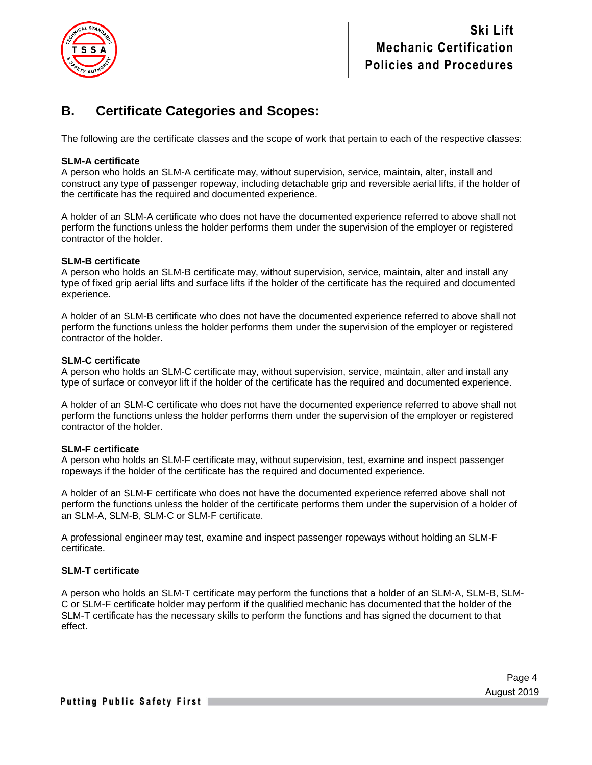## B. Certificate Categories and Scopes:

The following are the certificate classes and the scope of work that pertain to each of the respective classes:

**SLM-A certificate**
A person who holds an SLM-A certificate may, without supervision, service, maintain, alter, install and construct any type of passenger ropeway, including detachable grip and reversible aerial lifts, if the holder of the certificate has the required and documented experience.

A holder of an SLM-A certificate who does not have the documented experience referred to above shall not perform the functions unless the holder performs them under the supervision of the employer or registered contractor of the holder.

**SLM-B certificate**
A person who holds an SLM-B certificate may, without supervision, service, maintain, alter and install any type of fixed grip aerial lifts and surface lifts if the holder of the certificate has the required and documented experience.

A holder of an SLM-B certificate who does not have the documented experience referred to above shall not perform the functions unless the holder performs them under the supervision of the employer or registered contractor of the holder.

**SLM-C certificate**
A person who holds an SLM-C certificate may, without supervision, service, maintain, alter and install any type of surface or conveyor lift if the holder of the certificate has the required and documented experience.

A holder of an SLM-C certificate who does not have the documented experience referred to above shall not perform the functions unless the holder performs them under the supervision of the employer or registered contractor of the holder.

**SLM-F certificate**
A person who holds an SLM-F certificate may, without supervision, test, examine and inspect passenger ropeways if the holder of the certificate has the required and documented experience.

A holder of an SLM-F certificate who does not have the documented experience referred above shall not perform the functions unless the holder of the certificate performs them under the supervision of a holder of an SLM-A, SLM-B, SLM-C or SLM-F certificate.

A professional engineer may test, examine and inspect passenger ropeways without holding an SLM-F certificate.

**SLM-T certificate**

A person who holds an SLM-T certificate may perform the functions that a holder of an SLM-A, SLM-B, SLM-C or SLM-F certificate holder may perform if the qualified mechanic has documented that the holder of the SLM-T certificate has the necessary skills to perform the functions and has signed the document to that effect.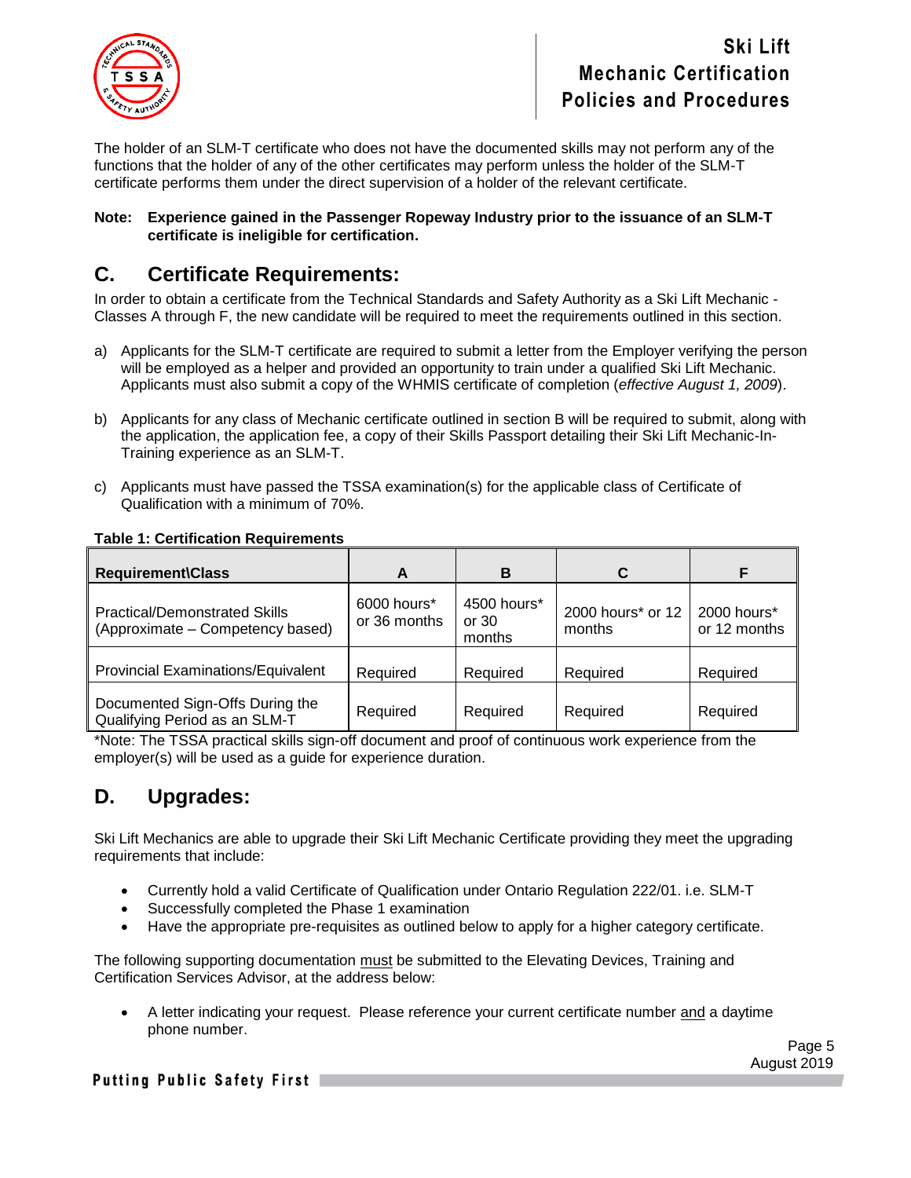The holder of an SLM-T certificate who does not have the documented skills may not perform any of the functions that the holder of any of the other certificates may perform unless the holder of the SLM-T certificate performs them under the direct supervision of a holder of the relevant certificate.

**Note: Experience gained in the Passenger Ropeway Industry prior to the issuance of an SLM-T certificate is ineligible for certification.**

## C. Certificate Requirements:

In order to obtain a certificate from the Technical Standards and Safety Authority as a Ski Lift Mechanic - Classes A through F, the new candidate will be required to meet the requirements outlined in this section.

a) Applicants for the SLM-T certificate are required to submit a letter from the Employer verifying the person will be employed as a helper and provided an opportunity to train under a qualified Ski Lift Mechanic. Applicants must also submit a copy of the WHMIS certificate of completion (*effective August 1, 2009*).

b) Applicants for any class of Mechanic certificate outlined in section B will be required to submit, along with the application, the application fee, a copy of their Skills Passport detailing their Ski Lift Mechanic-In-Training experience as an SLM-T.

c) Applicants must have passed the TSSA examination(s) for the applicable class of Certificate of Qualification with a minimum of 70%.

**Table 1: Certification Requirements**

| Requirement\Class | A | B | C | F |
|---|---|---|---|---|
| Practical/Demonstrated Skills (Approximate – Competency based) | 6000 hours* or 36 months | 4500 hours* or 30 months | 2000 hours* or 12 months | 2000 hours* or 12 months |
| Provincial Examinations/Equivalent | Required | Required | Required | Required |
| Documented Sign-Offs During the Qualifying Period as an SLM-T | Required | Required | Required | Required |

*Note: The TSSA practical skills sign-off document and proof of continuous work experience from the employer(s) will be used as a guide for experience duration.

## D. Upgrades:

Ski Lift Mechanics are able to upgrade their Ski Lift Mechanic Certificate providing they meet the upgrading requirements that include:

- Currently hold a valid Certificate of Qualification under Ontario Regulation 222/01. i.e. SLM-T
- Successfully completed the Phase 1 examination
- Have the appropriate pre-requisites as outlined below to apply for a higher category certificate.

The following supporting documentation <u>must</u> be submitted to the Elevating Devices, Training and Certification Services Advisor, at the address below:

- A letter indicating your request. Please reference your current certificate number <u>and</u> a daytime phone number.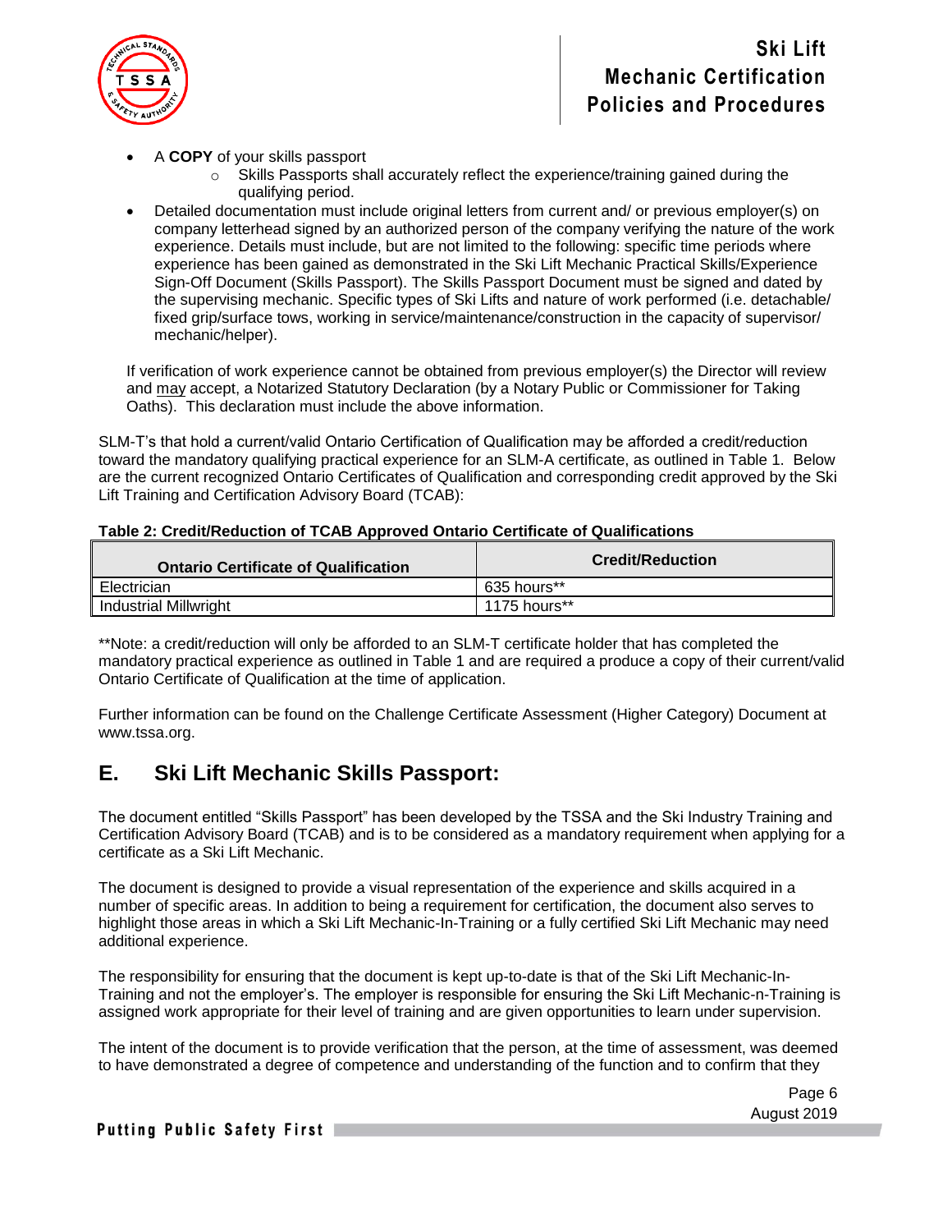- A **COPY** of your skills passport
  - Skills Passports shall accurately reflect the experience/training gained during the qualifying period.
- Detailed documentation must include original letters from current and/ or previous employer(s) on company letterhead signed by an authorized person of the company verifying the nature of the work experience. Details must include, but are not limited to the following: specific time periods where experience has been gained as demonstrated in the Ski Lift Mechanic Practical Skills/Experience Sign-Off Document (Skills Passport). The Skills Passport Document must be signed and dated by the supervising mechanic. Specific types of Ski Lifts and nature of work performed (i.e. detachable/ fixed grip/surface tows, working in service/maintenance/construction in the capacity of supervisor/ mechanic/helper).

If verification of work experience cannot be obtained from previous employer(s) the Director will review and may accept, a Notarized Statutory Declaration (by a Notary Public or Commissioner for Taking Oaths). This declaration must include the above information.

SLM-T's that hold a current/valid Ontario Certification of Qualification may be afforded a credit/reduction toward the mandatory qualifying practical experience for an SLM-A certificate, as outlined in Table 1. Below are the current recognized Ontario Certificates of Qualification and corresponding credit approved by the Ski Lift Training and Certification Advisory Board (TCAB):

**Table 2: Credit/Reduction of TCAB Approved Ontario Certificate of Qualifications**

| Ontario Certificate of Qualification | Credit/Reduction |
| --- | --- |
| Electrician | 635 hours** |
| Industrial Millwright | 1175 hours** |

**Note: a credit/reduction will only be afforded to an SLM-T certificate holder that has completed the mandatory practical experience as outlined in Table 1 and are required a produce a copy of their current/valid Ontario Certificate of Qualification at the time of application.

Further information can be found on the Challenge Certificate Assessment (Higher Category) Document at www.tssa.org.

## E. Ski Lift Mechanic Skills Passport:

The document entitled "Skills Passport" has been developed by the TSSA and the Ski Industry Training and Certification Advisory Board (TCAB) and is to be considered as a mandatory requirement when applying for a certificate as a Ski Lift Mechanic.

The document is designed to provide a visual representation of the experience and skills acquired in a number of specific areas. In addition to being a requirement for certification, the document also serves to highlight those areas in which a Ski Lift Mechanic-In-Training or a fully certified Ski Lift Mechanic may need additional experience.

The responsibility for ensuring that the document is kept up-to-date is that of the Ski Lift Mechanic-In-Training and not the employer's. The employer is responsible for ensuring the Ski Lift Mechanic-n-Training is assigned work appropriate for their level of training and are given opportunities to learn under supervision.

The intent of the document is to provide verification that the person, at the time of assessment, was deemed to have demonstrated a degree of competence and understanding of the function and to confirm that they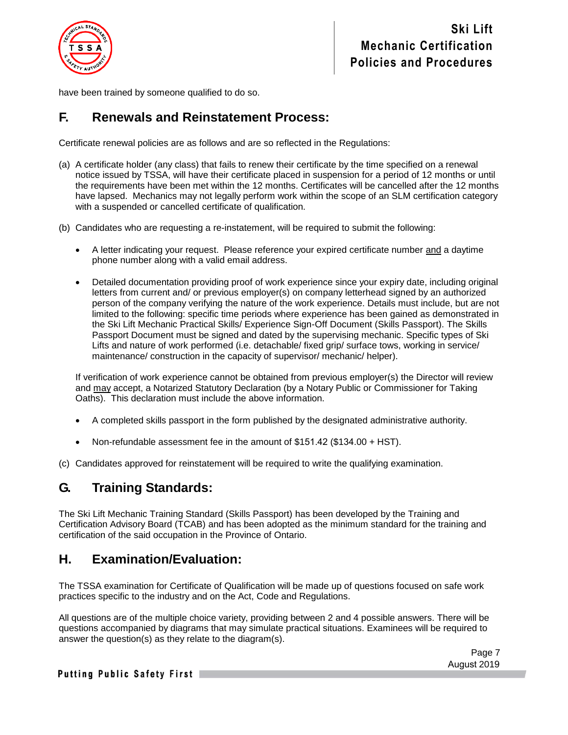have been trained by someone qualified to do so.

## F. Renewals and Reinstatement Process:

Certificate renewal policies are as follows and are so reflected in the Regulations:

(a) A certificate holder (any class) that fails to renew their certificate by the time specified on a renewal notice issued by TSSA, will have their certificate placed in suspension for a period of 12 months or until the requirements have been met within the 12 months. Certificates will be cancelled after the 12 months have lapsed. Mechanics may not legally perform work within the scope of an SLM certification category with a suspended or cancelled certificate of qualification.

(b) Candidates who are requesting a re-instatement, will be required to submit the following:

- A letter indicating your request. Please reference your expired certificate number <u>and</u> a daytime phone number along with a valid email address.

- Detailed documentation providing proof of work experience since your expiry date, including original letters from current and/ or previous employer(s) on company letterhead signed by an authorized person of the company verifying the nature of the work experience. Details must include, but are not limited to the following: specific time periods where experience has been gained as demonstrated in the Ski Lift Mechanic Practical Skills/ Experience Sign-Off Document (Skills Passport). The Skills Passport Document must be signed and dated by the supervising mechanic. Specific types of Ski Lifts and nature of work performed (i.e. detachable/ fixed grip/ surface tows, working in service/ maintenance/ construction in the capacity of supervisor/ mechanic/ helper).

If verification of work experience cannot be obtained from previous employer(s) the Director will review and <u>may</u> accept, a Notarized Statutory Declaration (by a Notary Public or Commissioner for Taking Oaths). This declaration must include the above information.

- A completed skills passport in the form published by the designated administrative authority.

- Non-refundable assessment fee in the amount of $151.42 ($134.00 + HST).

(c) Candidates approved for reinstatement will be required to write the qualifying examination.

## G. Training Standards:

The Ski Lift Mechanic Training Standard (Skills Passport) has been developed by the Training and Certification Advisory Board (TCAB) and has been adopted as the minimum standard for the training and certification of the said occupation in the Province of Ontario.

## H. Examination/Evaluation:

The TSSA examination for Certificate of Qualification will be made up of questions focused on safe work practices specific to the industry and on the Act, Code and Regulations.

All questions are of the multiple choice variety, providing between 2 and 4 possible answers. There will be questions accompanied by diagrams that may simulate practical situations. Examinees will be required to answer the question(s) as they relate to the diagram(s).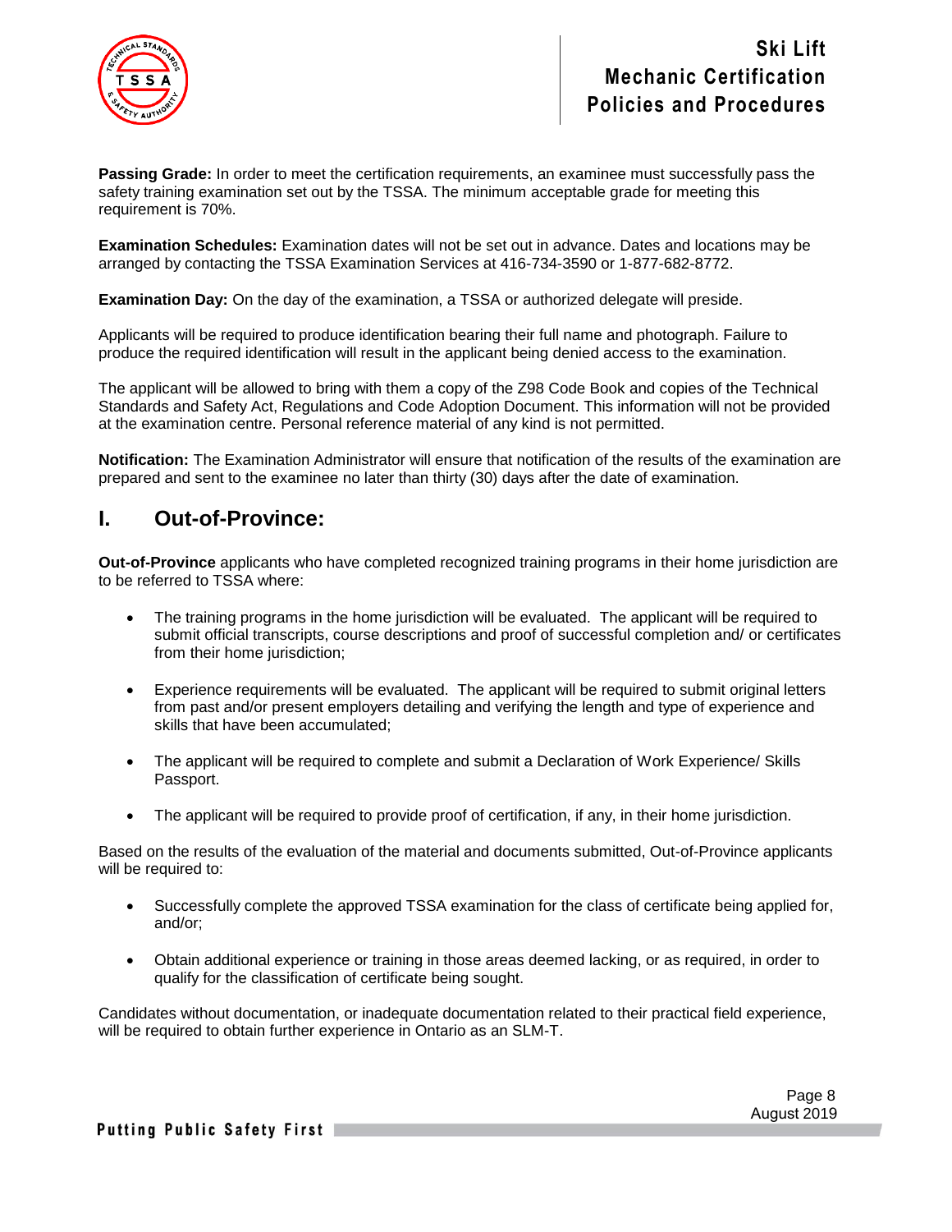**Passing Grade:** In order to meet the certification requirements, an examinee must successfully pass the safety training examination set out by the TSSA. The minimum acceptable grade for meeting this requirement is 70%.

**Examination Schedules:** Examination dates will not be set out in advance. Dates and locations may be arranged by contacting the TSSA Examination Services at 416-734-3590 or 1-877-682-8772.

**Examination Day:** On the day of the examination, a TSSA or authorized delegate will preside.

Applicants will be required to produce identification bearing their full name and photograph. Failure to produce the required identification will result in the applicant being denied access to the examination.

The applicant will be allowed to bring with them a copy of the Z98 Code Book and copies of the Technical Standards and Safety Act, Regulations and Code Adoption Document. This information will not be provided at the examination centre. Personal reference material of any kind is not permitted.

**Notification:** The Examination Administrator will ensure that notification of the results of the examination are prepared and sent to the examinee no later than thirty (30) days after the date of examination.

## I. Out-of-Province:

**Out-of-Province** applicants who have completed recognized training programs in their home jurisdiction are to be referred to TSSA where:

- The training programs in the home jurisdiction will be evaluated. The applicant will be required to submit official transcripts, course descriptions and proof of successful completion and/ or certificates from their home jurisdiction;
- Experience requirements will be evaluated. The applicant will be required to submit original letters from past and/or present employers detailing and verifying the length and type of experience and skills that have been accumulated;
- The applicant will be required to complete and submit a Declaration of Work Experience/ Skills Passport.
- The applicant will be required to provide proof of certification, if any, in their home jurisdiction.

Based on the results of the evaluation of the material and documents submitted, Out-of-Province applicants will be required to:

- Successfully complete the approved TSSA examination for the class of certificate being applied for, and/or;
- Obtain additional experience or training in those areas deemed lacking, or as required, in order to qualify for the classification of certificate being sought.

Candidates without documentation, or inadequate documentation related to their practical field experience, will be required to obtain further experience in Ontario as an SLM-T.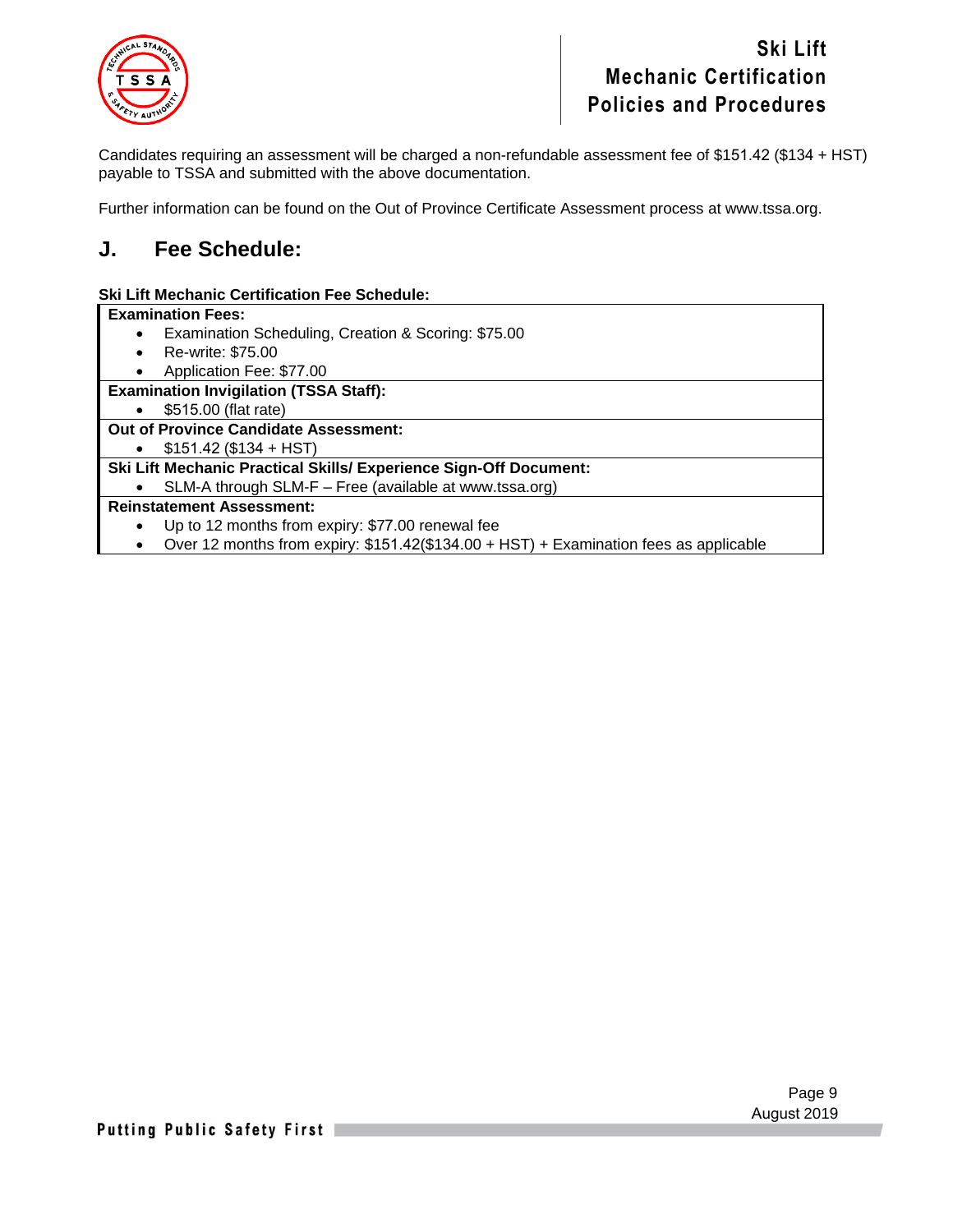Candidates requiring an assessment will be charged a non-refundable assessment fee of $151.42 ($134 + HST) payable to TSSA and submitted with the above documentation.

Further information can be found on the Out of Province Certificate Assessment process at www.tssa.org.

## J. Fee Schedule:

**Ski Lift Mechanic Certification Fee Schedule:**

| |
|---|
| **Examination Fees:**<br>• Examination Scheduling, Creation & Scoring: $75.00<br>• Re-write: $75.00<br>• Application Fee: $77.00 |
| **Examination Invigilation (TSSA Staff):**<br>• $515.00 (flat rate) |
| **Out of Province Candidate Assessment:**<br>• $151.42 ($134 + HST) |
| **Ski Lift Mechanic Practical Skills/ Experience Sign-Off Document:**<br>• SLM-A through SLM-F – Free (available at www.tssa.org) |
| **Reinstatement Assessment:**<br>• Up to 12 months from expiry: $77.00 renewal fee<br>• Over 12 months from expiry: $151.42($134.00 + HST) + Examination fees as applicable |